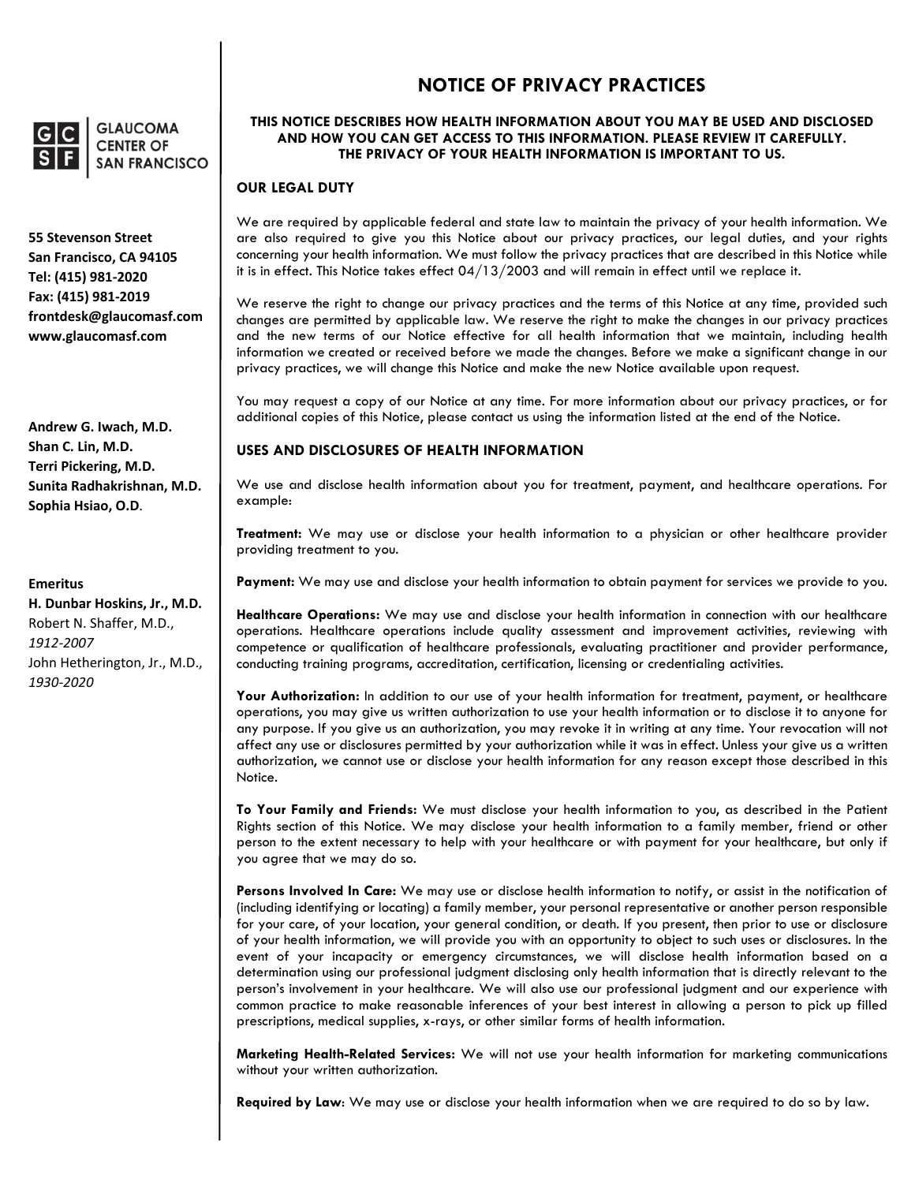GLAUCOMA CENTER OF SAN FRANCISCO

**55 Stevenson Street**
**San Francisco, CA 94105**
**Tel: (415) 981-2020**
**Fax: (415) 981-2019**
**frontdesk@glaucomasf.com**
**www.glaucomasf.com**

**Andrew G. Iwach, M.D.**
**Shan C. Lin, M.D.**
**Terri Pickering, M.D.**
**Sunita Radhakrishnan, M.D.**
**Sophia Hsiao, O.D.**

**Emeritus**
**H. Dunbar Hoskins, Jr., M.D.**
Robert N. Shaffer, M.D.,
*1912-2007*
John Hetherington, Jr., M.D.,
*1930-2020*

# NOTICE OF PRIVACY PRACTICES

**THIS NOTICE DESCRIBES HOW HEALTH INFORMATION ABOUT YOU MAY BE USED AND DISCLOSED AND HOW YOU CAN GET ACCESS TO THIS INFORMATION. PLEASE REVIEW IT CAREFULLY. THE PRIVACY OF YOUR HEALTH INFORMATION IS IMPORTANT TO US.**

## OUR LEGAL DUTY

We are required by applicable federal and state law to maintain the privacy of your health information. We are also required to give you this Notice about our privacy practices, our legal duties, and your rights concerning your health information. We must follow the privacy practices that are described in this Notice while it is in effect. This Notice takes effect 04/13/2003 and will remain in effect until we replace it.

We reserve the right to change our privacy practices and the terms of this Notice at any time, provided such changes are permitted by applicable law. We reserve the right to make the changes in our privacy practices and the new terms of our Notice effective for all health information that we maintain, including health information we created or received before we made the changes. Before we make a significant change in our privacy practices, we will change this Notice and make the new Notice available upon request.

You may request a copy of our Notice at any time. For more information about our privacy practices, or for additional copies of this Notice, please contact us using the information listed at the end of the Notice.

## USES AND DISCLOSURES OF HEALTH INFORMATION

We use and disclose health information about you for treatment, payment, and healthcare operations. For example:

**Treatment:** We may use or disclose your health information to a physician or other healthcare provider providing treatment to you.

**Payment:** We may use and disclose your health information to obtain payment for services we provide to you.

**Healthcare Operations:** We may use and disclose your health information in connection with our healthcare operations. Healthcare operations include quality assessment and improvement activities, reviewing with competence or qualification of healthcare professionals, evaluating practitioner and provider performance, conducting training programs, accreditation, certification, licensing or credentialing activities.

**Your Authorization:** In addition to our use of your health information for treatment, payment, or healthcare operations, you may give us written authorization to use your health information or to disclose it to anyone for any purpose. If you give us an authorization, you may revoke it in writing at any time. Your revocation will not affect any use or disclosures permitted by your authorization while it was in effect. Unless your give us a written authorization, we cannot use or disclose your health information for any reason except those described in this Notice.

**To Your Family and Friends:** We must disclose your health information to you, as described in the Patient Rights section of this Notice. We may disclose your health information to a family member, friend or other person to the extent necessary to help with your healthcare or with payment for your healthcare, but only if you agree that we may do so.

**Persons Involved In Care:** We may use or disclose health information to notify, or assist in the notification of (including identifying or locating) a family member, your personal representative or another person responsible for your care, of your location, your general condition, or death. If you present, then prior to use or disclosure of your health information, we will provide you with an opportunity to object to such uses or disclosures. In the event of your incapacity or emergency circumstances, we will disclose health information based on a determination using our professional judgment disclosing only health information that is directly relevant to the person's involvement in your healthcare. We will also use our professional judgment and our experience with common practice to make reasonable inferences of your best interest in allowing a person to pick up filled prescriptions, medical supplies, x-rays, or other similar forms of health information.

**Marketing Health-Related Services:** We will not use your health information for marketing communications without your written authorization.

**Required by Law**: We may use or disclose your health information when we are required to do so by law.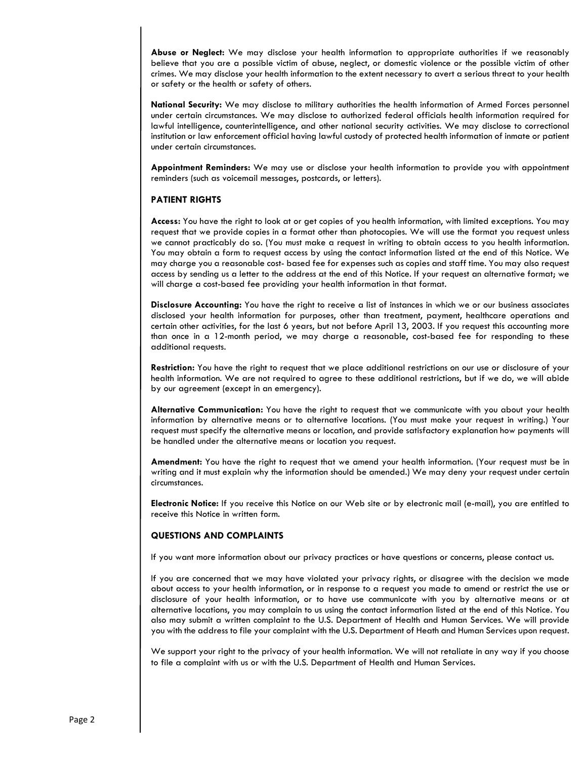**Abuse or Neglect:** We may disclose your health information to appropriate authorities if we reasonably believe that you are a possible victim of abuse, neglect, or domestic violence or the possible victim of other crimes. We may disclose your health information to the extent necessary to avert a serious threat to your health or safety or the health or safety of others.

**National Security:** We may disclose to military authorities the health information of Armed Forces personnel under certain circumstances. We may disclose to authorized federal officials health information required for lawful intelligence, counterintelligence, and other national security activities. We may disclose to correctional institution or law enforcement official having lawful custody of protected health information of inmate or patient under certain circumstances.

**Appointment Reminders:** We may use or disclose your health information to provide you with appointment reminders (such as voicemail messages, postcards, or letters).

### PATIENT RIGHTS

**Access:** You have the right to look at or get copies of you health information, with limited exceptions. You may request that we provide copies in a format other than photocopies. We will use the format you request unless we cannot practicably do so. (You must make a request in writing to obtain access to you health information. You may obtain a form to request access by using the contact information listed at the end of this Notice. We may charge you a reasonable cost- based fee for expenses such as copies and staff time. You may also request access by sending us a letter to the address at the end of this Notice. If your request an alternative format; we will charge a cost-based fee providing your health information in that format.

**Disclosure Accounting:** You have the right to receive a list of instances in which we or our business associates disclosed your health information for purposes, other than treatment, payment, healthcare operations and certain other activities, for the last 6 years, but not before April 13, 2003. If you request this accounting more than once in a 12-month period, we may charge a reasonable, cost-based fee for responding to these additional requests.

**Restriction:** You have the right to request that we place additional restrictions on our use or disclosure of your health information. We are not required to agree to these additional restrictions, but if we do, we will abide by our agreement (except in an emergency).

**Alternative Communication:** You have the right to request that we communicate with you about your health information by alternative means or to alternative locations. (You must make your request in writing.) Your request must specify the alternative means or location, and provide satisfactory explanation how payments will be handled under the alternative means or location you request.

**Amendment:** You have the right to request that we amend your health information. (Your request must be in writing and it must explain why the information should be amended.) We may deny your request under certain circumstances.

**Electronic Notice:** If you receive this Notice on our Web site or by electronic mail (e-mail), you are entitled to receive this Notice in written form.

### QUESTIONS AND COMPLAINTS

If you want more information about our privacy practices or have questions or concerns, please contact us.

If you are concerned that we may have violated your privacy rights, or disagree with the decision we made about access to your health information, or in response to a request you made to amend or restrict the use or disclosure of your health information, or to have use communicate with you by alternative means or at alternative locations, you may complain to us using the contact information listed at the end of this Notice. You also may submit a written complaint to the U.S. Department of Health and Human Services. We will provide you with the address to file your complaint with the U.S. Department of Heath and Human Services upon request.

We support your right to the privacy of your health information. We will not retaliate in any way if you choose to file a complaint with us or with the U.S. Department of Health and Human Services.